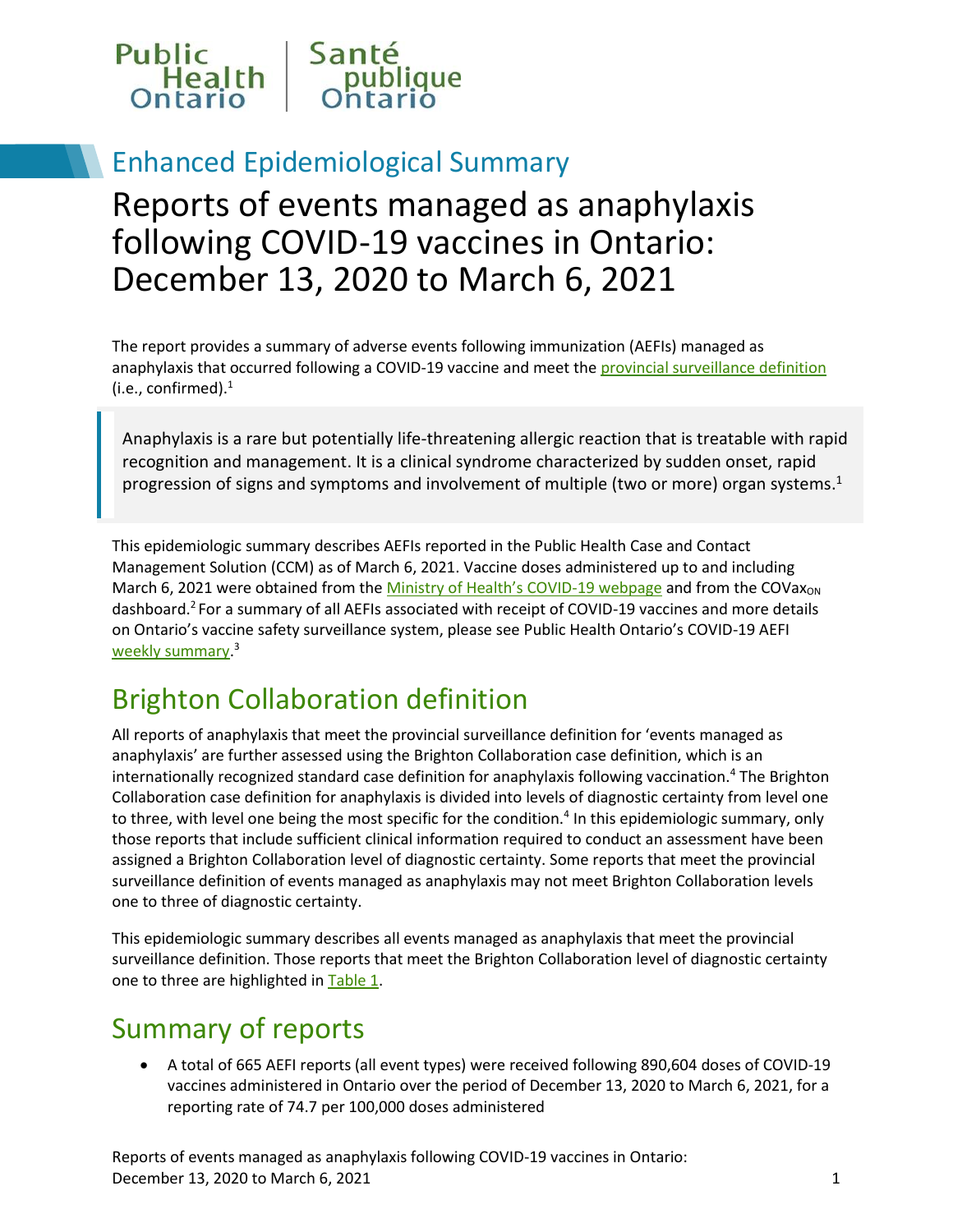Public Health Ontario | Santé publique Ontario

## Enhanced Epidemiological Summary

# Reports of events managed as anaphylaxis following COVID-19 vaccines in Ontario: December 13, 2020 to March 6, 2021

The report provides a summary of adverse events following immunization (AEFIs) managed as anaphylaxis that occurred following a COVID-19 vaccine and meet the provincial surveillance definition (i.e., confirmed).[1]

> Anaphylaxis is a rare but potentially life-threatening allergic reaction that is treatable with rapid recognition and management. It is a clinical syndrome characterized by sudden onset, rapid progression of signs and symptoms and involvement of multiple (two or more) organ systems.[1]

This epidemiologic summary describes AEFIs reported in the Public Health Case and Contact Management Solution (CCM) as of March 6, 2021. Vaccine doses administered up to and including March 6, 2021 were obtained from the Ministry of Health's COVID-19 webpage and from the $COVax_{ON}$ dashboard.[2] For a summary of all AEFIs associated with receipt of COVID-19 vaccines and more details on Ontario's vaccine safety surveillance system, please see Public Health Ontario's COVID-19 AEFI weekly summary.[3]

## Brighton Collaboration definition

All reports of anaphylaxis that meet the provincial surveillance definition for 'events managed as anaphylaxis' are further assessed using the Brighton Collaboration case definition, which is an internationally recognized standard case definition for anaphylaxis following vaccination.[4] The Brighton Collaboration case definition for anaphylaxis is divided into levels of diagnostic certainty from level one to three, with level one being the most specific for the condition.[4] In this epidemiologic summary, only those reports that include sufficient clinical information required to conduct an assessment have been assigned a Brighton Collaboration level of diagnostic certainty. Some reports that meet the provincial surveillance definition of events managed as anaphylaxis may not meet Brighton Collaboration levels one to three of diagnostic certainty.

This epidemiologic summary describes all events managed as anaphylaxis that meet the provincial surveillance definition. Those reports that meet the Brighton Collaboration level of diagnostic certainty one to three are highlighted in Table 1.

## Summary of reports

- A total of 665 AEFI reports (all event types) were received following 890,604 doses of COVID-19 vaccines administered in Ontario over the period of December 13, 2020 to March 6, 2021, for a reporting rate of 74.7 per 100,000 doses administered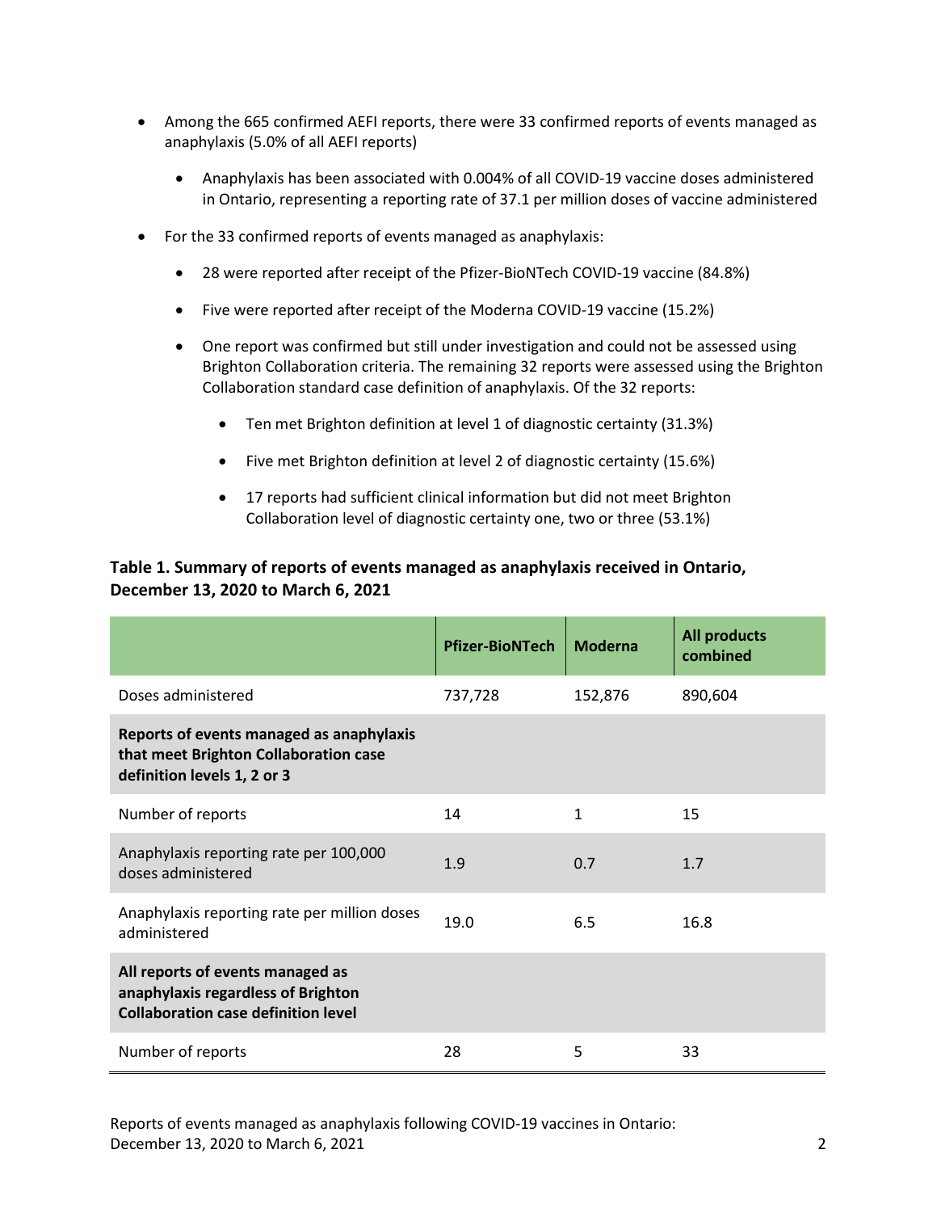- Among the 665 confirmed AEFI reports, there were 33 confirmed reports of events managed as anaphylaxis (5.0% of all AEFI reports)
  - Anaphylaxis has been associated with 0.004% of all COVID-19 vaccine doses administered in Ontario, representing a reporting rate of 37.1 per million doses of vaccine administered
- For the 33 confirmed reports of events managed as anaphylaxis:
  - 28 were reported after receipt of the Pfizer-BioNTech COVID-19 vaccine (84.8%)
  - Five were reported after receipt of the Moderna COVID-19 vaccine (15.2%)
  - One report was confirmed but still under investigation and could not be assessed using Brighton Collaboration criteria. The remaining 32 reports were assessed using the Brighton Collaboration standard case definition of anaphylaxis. Of the 32 reports:
    - Ten met Brighton definition at level 1 of diagnostic certainty (31.3%)
    - Five met Brighton definition at level 2 of diagnostic certainty (15.6%)
    - 17 reports had sufficient clinical information but did not meet Brighton Collaboration level of diagnostic certainty one, two or three (53.1%)

### Table 1. Summary of reports of events managed as anaphylaxis received in Ontario, December 13, 2020 to March 6, 2021

| | Pfizer-BioNTech | Moderna | All products combined |
|---|---|---|---|
| Doses administered | 737,728 | 152,876 | 890,604 |
| **Reports of events managed as anaphylaxis that meet Brighton Collaboration case definition levels 1, 2 or 3** | | | |
| Number of reports | 14 | 1 | 15 |
| Anaphylaxis reporting rate per 100,000 doses administered | 1.9 | 0.7 | 1.7 |
| Anaphylaxis reporting rate per million doses administered | 19.0 | 6.5 | 16.8 |
| **All reports of events managed as anaphylaxis regardless of Brighton Collaboration case definition level** | | | |
| Number of reports | 28 | 5 | 33 |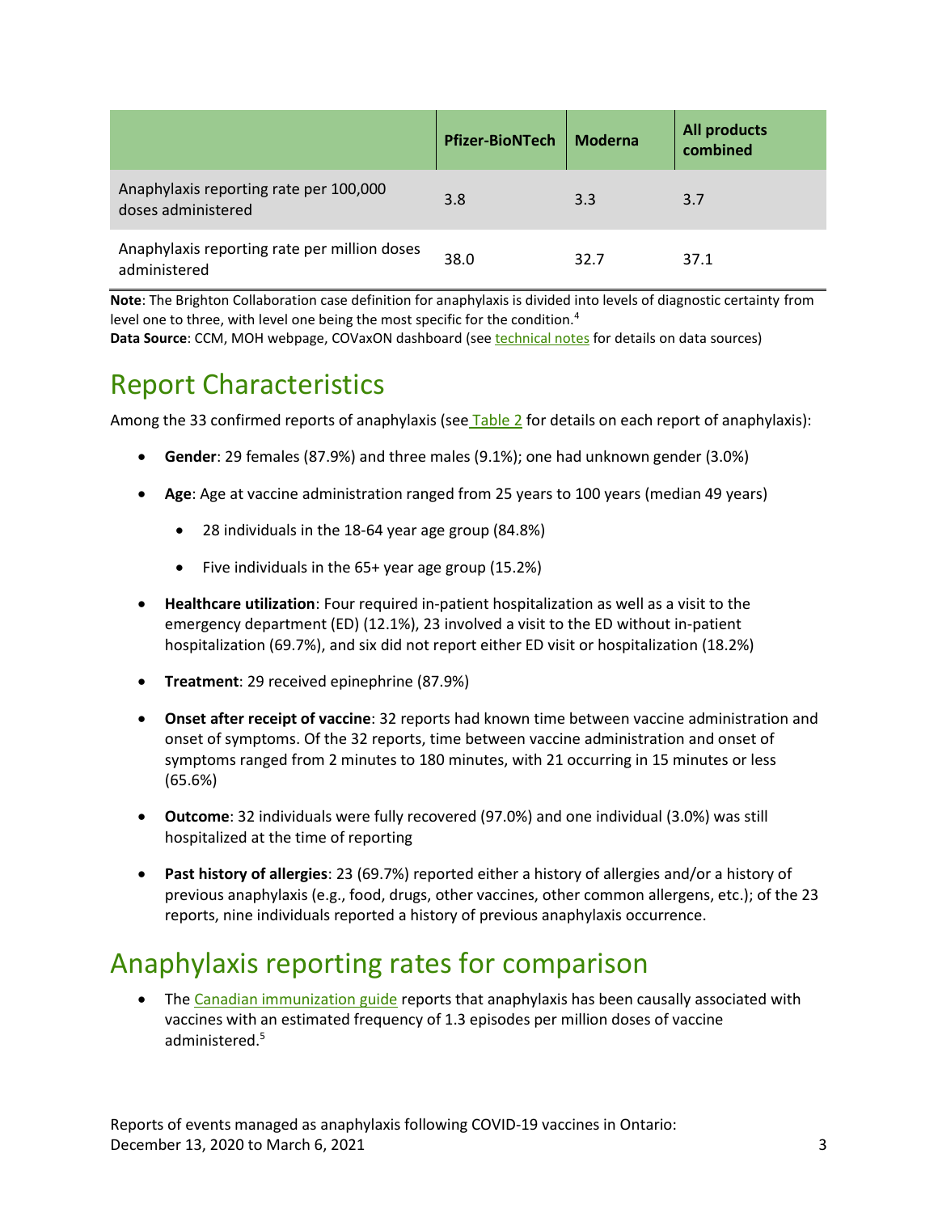| | Pfizer-BioNTech | Moderna | All products combined |
|---|---|---|---|
| Anaphylaxis reporting rate per 100,000 doses administered | 3.8 | 3.3 | 3.7 |
| Anaphylaxis reporting rate per million doses administered | 38.0 | 32.7 | 37.1 |

**Note**: The Brighton Collaboration case definition for anaphylaxis is divided into levels of diagnostic certainty from level one to three, with level one being the most specific for the condition.[4]
**Data Source**: CCM, MOH webpage, COVaxON dashboard (see technical notes for details on data sources)

# Report Characteristics

Among the 33 confirmed reports of anaphylaxis (see Table 2 for details on each report of anaphylaxis):

- **Gender**: 29 females (87.9%) and three males (9.1%); one had unknown gender (3.0%)
- **Age**: Age at vaccine administration ranged from 25 years to 100 years (median 49 years)
  - 28 individuals in the 18-64 year age group (84.8%)
  - Five individuals in the 65+ year age group (15.2%)
- **Healthcare utilization**: Four required in-patient hospitalization as well as a visit to the emergency department (ED) (12.1%), 23 involved a visit to the ED without in-patient hospitalization (69.7%), and six did not report either ED visit or hospitalization (18.2%)
- **Treatment**: 29 received epinephrine (87.9%)
- **Onset after receipt of vaccine**: 32 reports had known time between vaccine administration and onset of symptoms. Of the 32 reports, time between vaccine administration and onset of symptoms ranged from 2 minutes to 180 minutes, with 21 occurring in 15 minutes or less (65.6%)
- **Outcome**: 32 individuals were fully recovered (97.0%) and one individual (3.0%) was still hospitalized at the time of reporting
- **Past history of allergies**: 23 (69.7%) reported either a history of allergies and/or a history of previous anaphylaxis (e.g., food, drugs, other vaccines, other common allergens, etc.); of the 23 reports, nine individuals reported a history of previous anaphylaxis occurrence.

# Anaphylaxis reporting rates for comparison

- The Canadian immunization guide reports that anaphylaxis has been causally associated with vaccines with an estimated frequency of 1.3 episodes per million doses of vaccine administered.[5]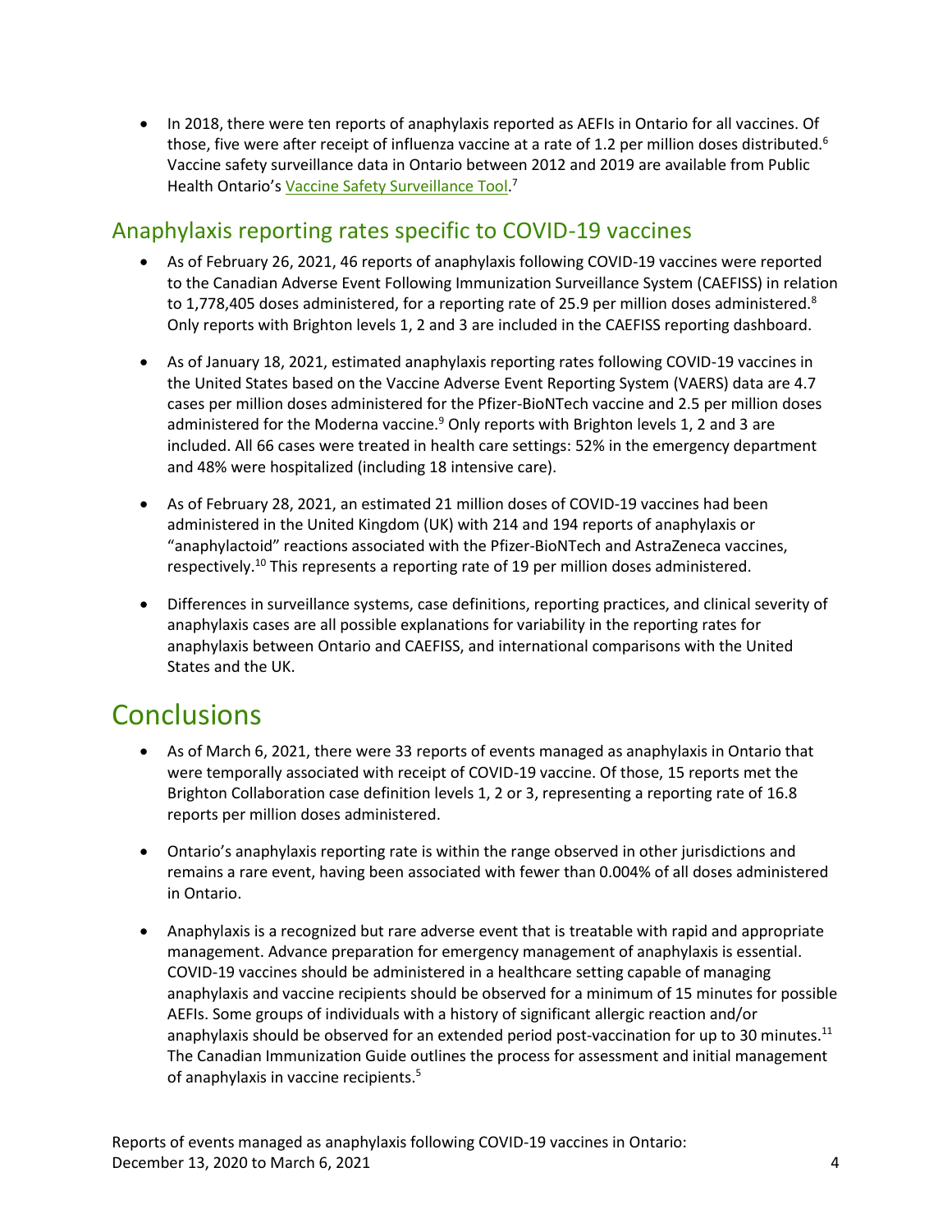- In 2018, there were ten reports of anaphylaxis reported as AEFIs in Ontario for all vaccines. Of those, five were after receipt of influenza vaccine at a rate of 1.2 per million doses distributed.[6] Vaccine safety surveillance data in Ontario between 2012 and 2019 are available from Public Health Ontario's Vaccine Safety Surveillance Tool.[7]

## Anaphylaxis reporting rates specific to COVID-19 vaccines

- As of February 26, 2021, 46 reports of anaphylaxis following COVID-19 vaccines were reported to the Canadian Adverse Event Following Immunization Surveillance System (CAEFISS) in relation to 1,778,405 doses administered, for a reporting rate of 25.9 per million doses administered.[8] Only reports with Brighton levels 1, 2 and 3 are included in the CAEFISS reporting dashboard.

- As of January 18, 2021, estimated anaphylaxis reporting rates following COVID-19 vaccines in the United States based on the Vaccine Adverse Event Reporting System (VAERS) data are 4.7 cases per million doses administered for the Pfizer-BioNTech vaccine and 2.5 per million doses administered for the Moderna vaccine.[9] Only reports with Brighton levels 1, 2 and 3 are included. All 66 cases were treated in health care settings: 52% in the emergency department and 48% were hospitalized (including 18 intensive care).

- As of February 28, 2021, an estimated 21 million doses of COVID-19 vaccines had been administered in the United Kingdom (UK) with 214 and 194 reports of anaphylaxis or "anaphylactoid" reactions associated with the Pfizer-BioNTech and AstraZeneca vaccines, respectively.[10] This represents a reporting rate of 19 per million doses administered.

- Differences in surveillance systems, case definitions, reporting practices, and clinical severity of anaphylaxis cases are all possible explanations for variability in the reporting rates for anaphylaxis between Ontario and CAEFISS, and international comparisons with the United States and the UK.

# Conclusions

- As of March 6, 2021, there were 33 reports of events managed as anaphylaxis in Ontario that were temporally associated with receipt of COVID-19 vaccine. Of those, 15 reports met the Brighton Collaboration case definition levels 1, 2 or 3, representing a reporting rate of 16.8 reports per million doses administered.

- Ontario's anaphylaxis reporting rate is within the range observed in other jurisdictions and remains a rare event, having been associated with fewer than 0.004% of all doses administered in Ontario.

- Anaphylaxis is a recognized but rare adverse event that is treatable with rapid and appropriate management. Advance preparation for emergency management of anaphylaxis is essential. COVID-19 vaccines should be administered in a healthcare setting capable of managing anaphylaxis and vaccine recipients should be observed for a minimum of 15 minutes for possible AEFIs. Some groups of individuals with a history of significant allergic reaction and/or anaphylaxis should be observed for an extended period post-vaccination for up to 30 minutes.[11] The Canadian Immunization Guide outlines the process for assessment and initial management of anaphylaxis in vaccine recipients.[5]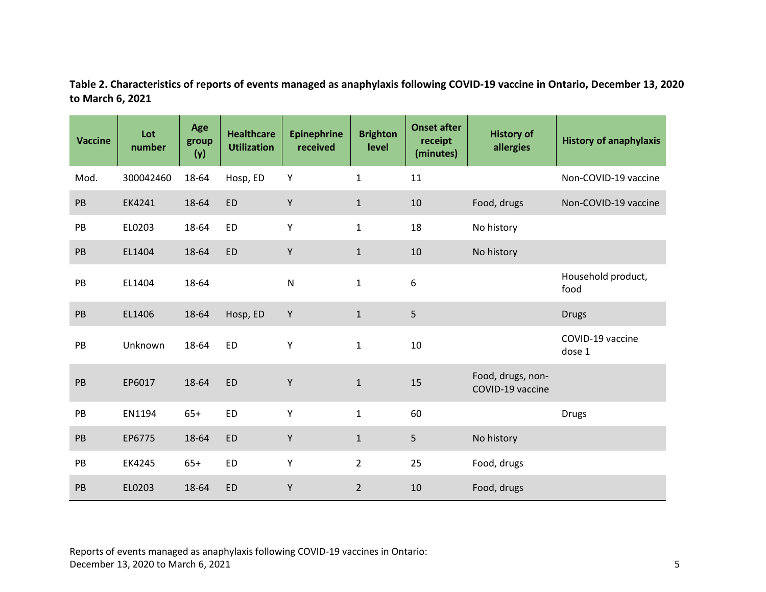**Table 2. Characteristics of reports of events managed as anaphylaxis following COVID-19 vaccine in Ontario, December 13, 2020 to March 6, 2021**

| Vaccine | Lot number | Age group (y) | Healthcare Utilization | Epinephrine received | Brighton level | Onset after receipt (minutes) | History of allergies | History of anaphylaxis |
|---|---|---|---|---|---|---|---|---|
| Mod. | 300042460 | 18-64 | Hosp, ED | Y | 1 | 11 | | Non-COVID-19 vaccine |
| PB | EK4241 | 18-64 | ED | Y | 1 | 10 | Food, drugs | Non-COVID-19 vaccine |
| PB | EL0203 | 18-64 | ED | Y | 1 | 18 | No history | |
| PB | EL1404 | 18-64 | ED | Y | 1 | 10 | No history | |
| PB | EL1404 | 18-64 | | N | 1 | 6 | | Household product, food |
| PB | EL1406 | 18-64 | Hosp, ED | Y | 1 | 5 | | Drugs |
| PB | Unknown | 18-64 | ED | Y | 1 | 10 | | COVID-19 vaccine dose 1 |
| PB | EP6017 | 18-64 | ED | Y | 1 | 15 | Food, drugs, non-COVID-19 vaccine | |
| PB | EN1194 | 65+ | ED | Y | 1 | 60 | | Drugs |
| PB | EP6775 | 18-64 | ED | Y | 1 | 5 | No history | |
| PB | EK4245 | 65+ | ED | Y | 2 | 25 | Food, drugs | |
| PB | EL0203 | 18-64 | ED | Y | 2 | 10 | Food, drugs | |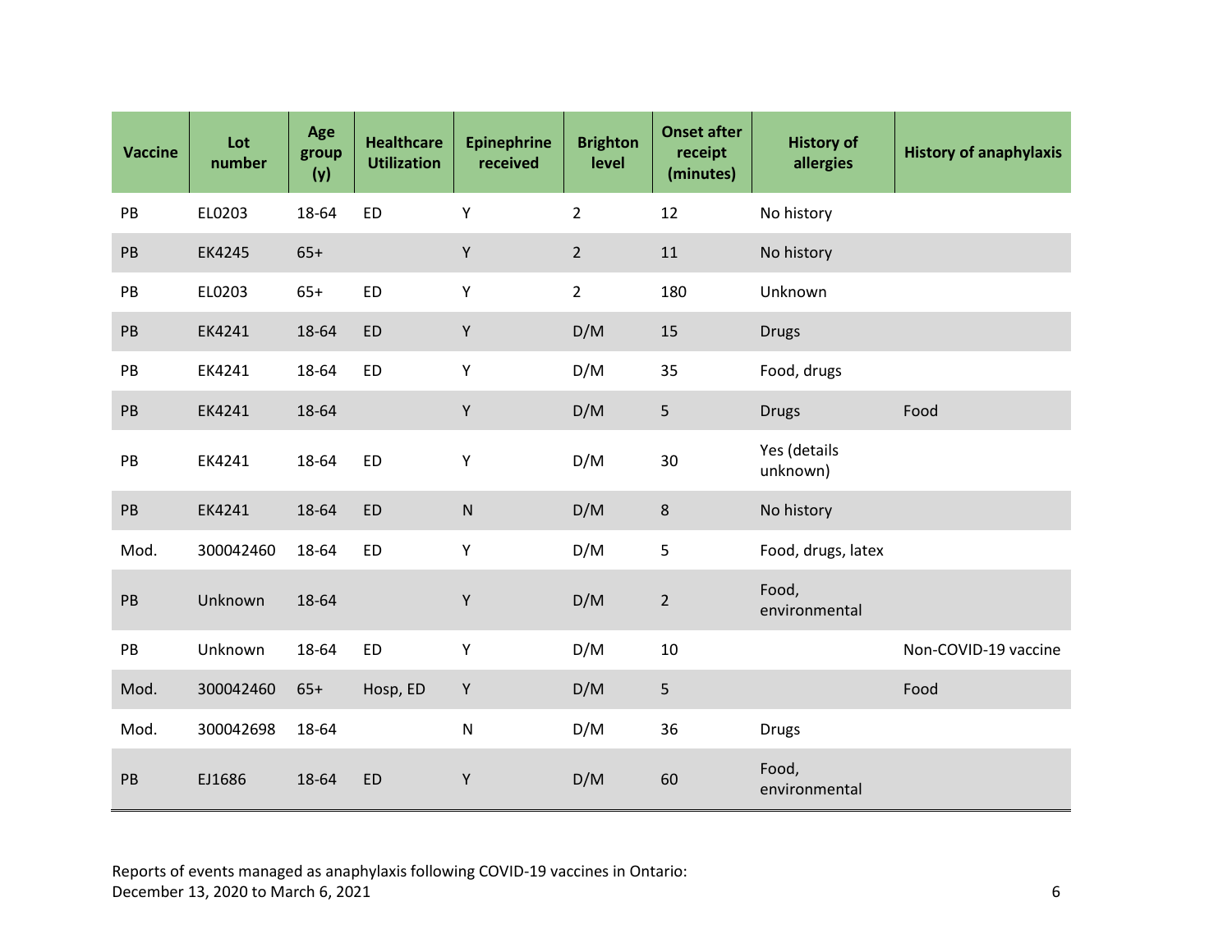| Vaccine | Lot number | Age group (y) | Healthcare Utilization | Epinephrine received | Brighton level | Onset after receipt (minutes) | History of allergies | History of anaphylaxis |
|---|---|---|---|---|---|---|---|---|
| PB | EL0203 | 18-64 | ED | Y | 2 | 12 | No history | |
| PB | EK4245 | 65+ | | Y | 2 | 11 | No history | |
| PB | EL0203 | 65+ | ED | Y | 2 | 180 | Unknown | |
| PB | EK4241 | 18-64 | ED | Y | D/M | 15 | Drugs | |
| PB | EK4241 | 18-64 | ED | Y | D/M | 35 | Food, drugs | |
| PB | EK4241 | 18-64 | | Y | D/M | 5 | Drugs | Food |
| PB | EK4241 | 18-64 | ED | Y | D/M | 30 | Yes (details unknown) | |
| PB | EK4241 | 18-64 | ED | N | D/M | 8 | No history | |
| Mod. | 300042460 | 18-64 | ED | Y | D/M | 5 | Food, drugs, latex | |
| PB | Unknown | 18-64 | | Y | D/M | 2 | Food, environmental | |
| PB | Unknown | 18-64 | ED | Y | D/M | 10 | | Non-COVID-19 vaccine |
| Mod. | 300042460 | 65+ | Hosp, ED | Y | D/M | 5 | | Food |
| Mod. | 300042698 | 18-64 | | N | D/M | 36 | Drugs | |
| PB | EJ1686 | 18-64 | ED | Y | D/M | 60 | Food, environmental | |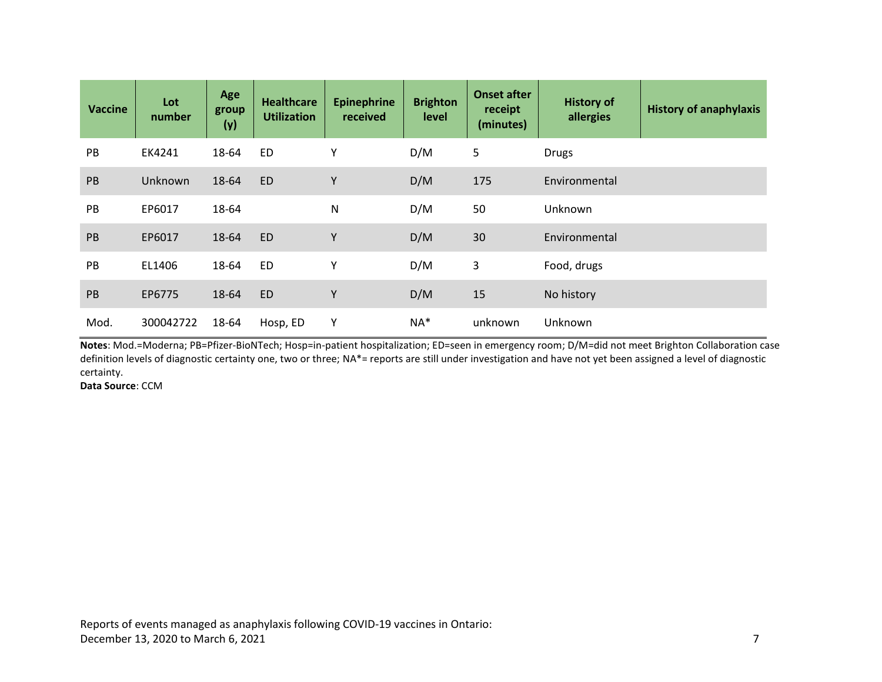| Vaccine | Lot number | Age group (y) | Healthcare Utilization | Epinephrine received | Brighton level | Onset after receipt (minutes) | History of allergies | History of anaphylaxis |
|---|---|---|---|---|---|---|---|---|
| PB | EK4241 | 18-64 | ED | Y | D/M | 5 | Drugs | |
| PB | Unknown | 18-64 | ED | Y | D/M | 175 | Environmental | |
| PB | EP6017 | 18-64 | | N | D/M | 50 | Unknown | |
| PB | EP6017 | 18-64 | ED | Y | D/M | 30 | Environmental | |
| PB | EL1406 | 18-64 | ED | Y | D/M | 3 | Food, drugs | |
| PB | EP6775 | 18-64 | ED | Y | D/M | 15 | No history | |
| Mod. | 300042722 | 18-64 | Hosp, ED | Y | NA* | unknown | Unknown | |

**Notes**: Mod.=Moderna; PB=Pfizer-BioNTech; Hosp=in-patient hospitalization; ED=seen in emergency room; D/M=did not meet Brighton Collaboration case definition levels of diagnostic certainty one, two or three; NA*= reports are still under investigation and have not yet been assigned a level of diagnostic certainty.

**Data Source**: CCM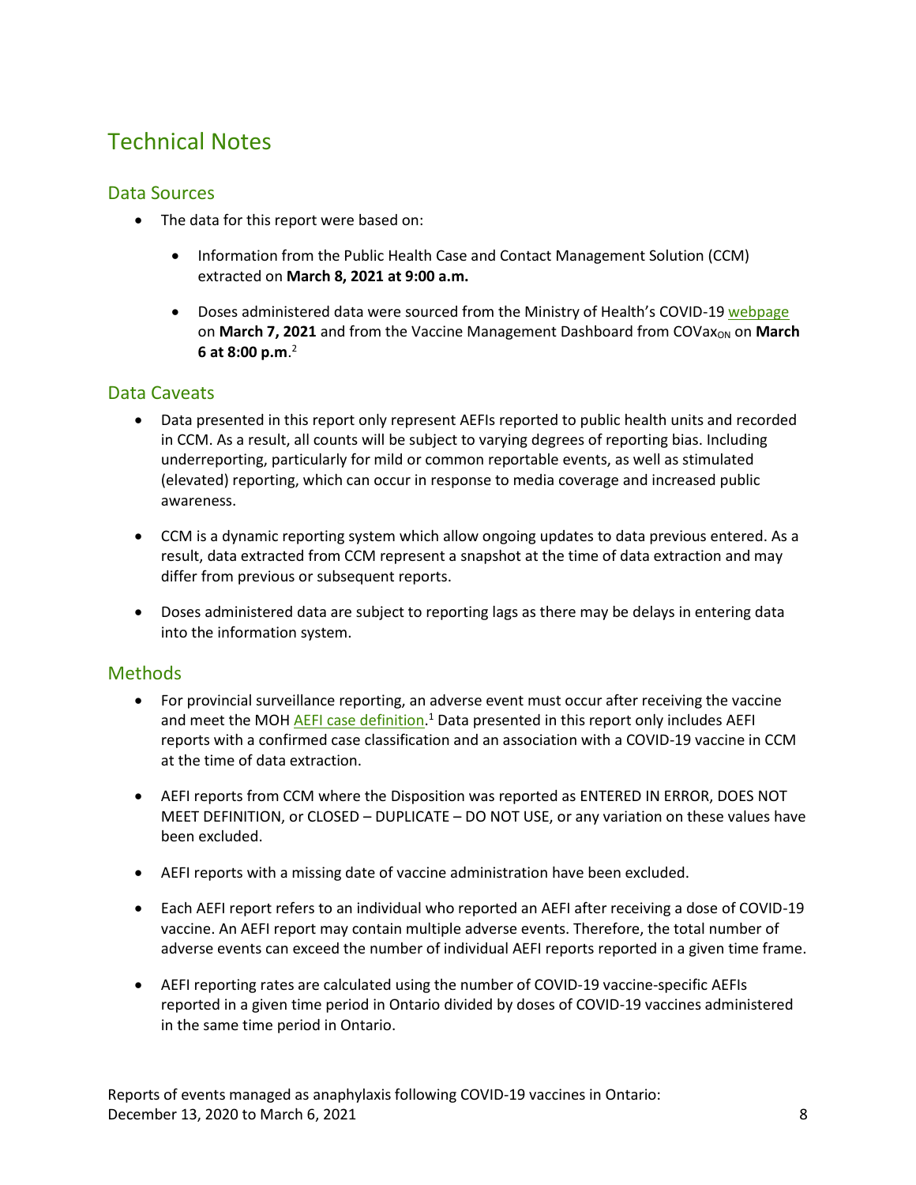# Technical Notes

## Data Sources

- The data for this report were based on:
    - Information from the Public Health Case and Contact Management Solution (CCM) extracted on **March 8, 2021 at 9:00 a.m.**
    - Doses administered data were sourced from the Ministry of Health's COVID-19 webpage on **March 7, 2021** and from the Vaccine Management Dashboard from $COVax_{ON}$ on **March 6 at 8:00 p.m**.[2]

## Data Caveats

- Data presented in this report only represent AEFIs reported to public health units and recorded in CCM. As a result, all counts will be subject to varying degrees of reporting bias. Including underreporting, particularly for mild or common reportable events, as well as stimulated (elevated) reporting, which can occur in response to media coverage and increased public awareness.
- CCM is a dynamic reporting system which allow ongoing updates to data previous entered. As a result, data extracted from CCM represent a snapshot at the time of data extraction and may differ from previous or subsequent reports.
- Doses administered data are subject to reporting lags as there may be delays in entering data into the information system.

## Methods

- For provincial surveillance reporting, an adverse event must occur after receiving the vaccine and meet the MOH AEFI case definition.[1] Data presented in this report only includes AEFI reports with a confirmed case classification and an association with a COVID-19 vaccine in CCM at the time of data extraction.
- AEFI reports from CCM where the Disposition was reported as ENTERED IN ERROR, DOES NOT MEET DEFINITION, or CLOSED – DUPLICATE – DO NOT USE, or any variation on these values have been excluded.
- AEFI reports with a missing date of vaccine administration have been excluded.
- Each AEFI report refers to an individual who reported an AEFI after receiving a dose of COVID-19 vaccine. An AEFI report may contain multiple adverse events. Therefore, the total number of adverse events can exceed the number of individual AEFI reports reported in a given time frame.
- AEFI reporting rates are calculated using the number of COVID-19 vaccine-specific AEFIs reported in a given time period in Ontario divided by doses of COVID-19 vaccines administered in the same time period in Ontario.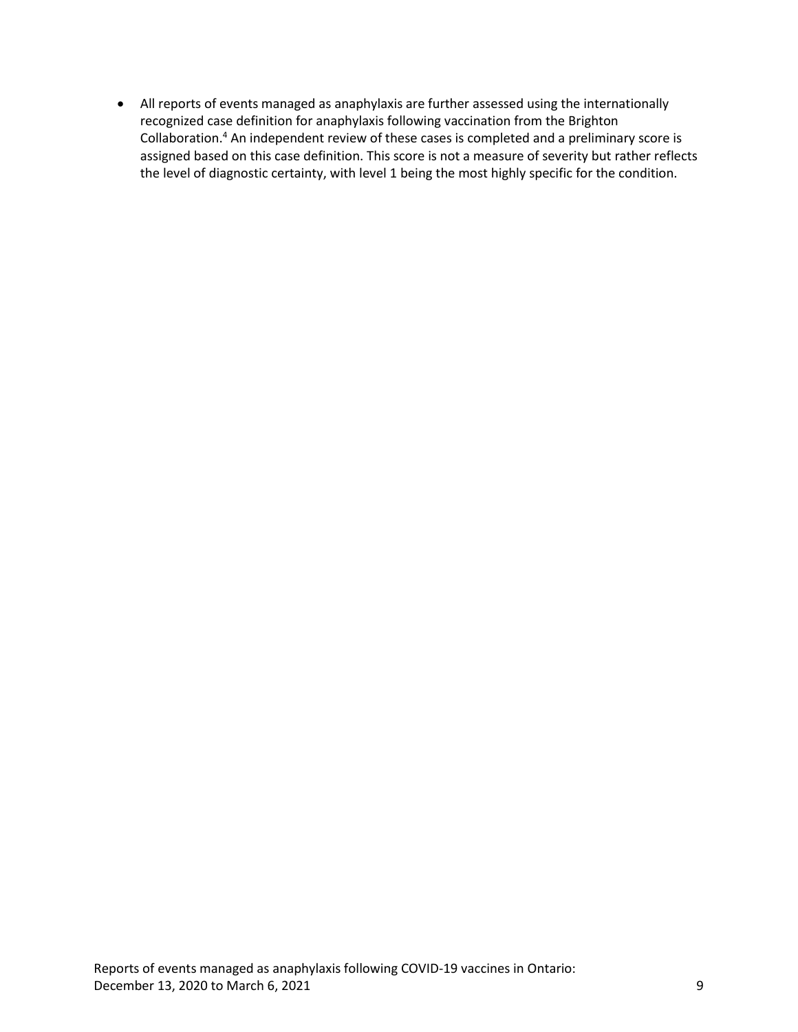- All reports of events managed as anaphylaxis are further assessed using the internationally recognized case definition for anaphylaxis following vaccination from the Brighton Collaboration.[4] An independent review of these cases is completed and a preliminary score is assigned based on this case definition. This score is not a measure of severity but rather reflects the level of diagnostic certainty, with level 1 being the most highly specific for the condition.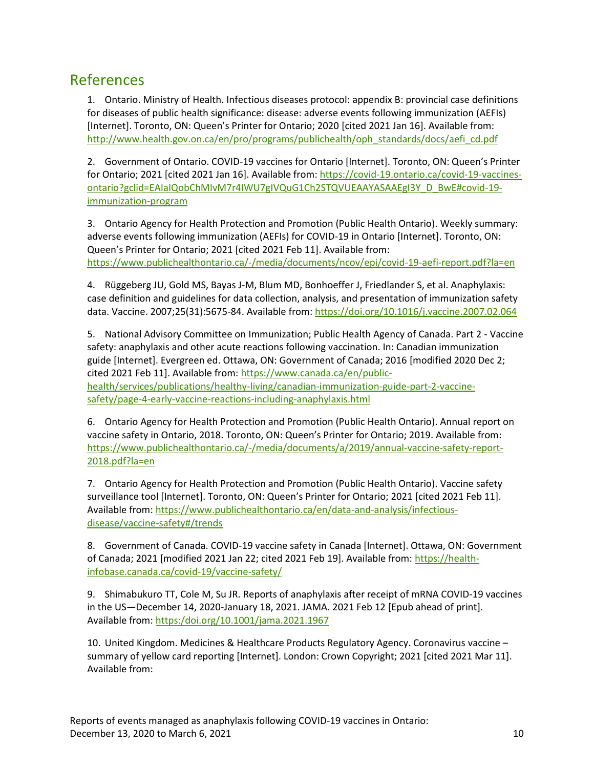## References

1. Ontario. Ministry of Health. Infectious diseases protocol: appendix B: provincial case definitions for diseases of public health significance: disease: adverse events following immunization (AEFIs) [Internet]. Toronto, ON: Queen's Printer for Ontario; 2020 [cited 2021 Jan 16]. Available from: http://www.health.gov.on.ca/en/pro/programs/publichealth/oph_standards/docs/aefi_cd.pdf

2. Government of Ontario. COVID-19 vaccines for Ontario [Internet]. Toronto, ON: Queen's Printer for Ontario; 2021 [cited 2021 Jan 16]. Available from: https://covid-19.ontario.ca/covid-19-vaccines-ontario?gclid=EAIaIQobChMIvM7r4IWU7gIVQuG1Ch2STQVUEAAYASAAEgI3Y_D_BwE#covid-19-immunization-program

3. Ontario Agency for Health Protection and Promotion (Public Health Ontario). Weekly summary: adverse events following immunization (AEFIs) for COVID-19 in Ontario [Internet]. Toronto, ON: Queen's Printer for Ontario; 2021 [cited 2021 Feb 11]. Available from: https://www.publichealthontario.ca/-/media/documents/ncov/epi/covid-19-aefi-report.pdf?la=en

4. Rüggeberg JU, Gold MS, Bayas J-M, Blum MD, Bonhoeffer J, Friedlander S, et al. Anaphylaxis: case definition and guidelines for data collection, analysis, and presentation of immunization safety data. Vaccine. 2007;25(31):5675-84. Available from: https://doi.org/10.1016/j.vaccine.2007.02.064

5. National Advisory Committee on Immunization; Public Health Agency of Canada. Part 2 - Vaccine safety: anaphylaxis and other acute reactions following vaccination. In: Canadian immunization guide [Internet]. Evergreen ed. Ottawa, ON: Government of Canada; 2016 [modified 2020 Dec 2; cited 2021 Feb 11]. Available from: https://www.canada.ca/en/public-health/services/publications/healthy-living/canadian-immunization-guide-part-2-vaccine-safety/page-4-early-vaccine-reactions-including-anaphylaxis.html

6. Ontario Agency for Health Protection and Promotion (Public Health Ontario). Annual report on vaccine safety in Ontario, 2018. Toronto, ON: Queen's Printer for Ontario; 2019. Available from: https://www.publichealthontario.ca/-/media/documents/a/2019/annual-vaccine-safety-report-2018.pdf?la=en

7. Ontario Agency for Health Protection and Promotion (Public Health Ontario). Vaccine safety surveillance tool [Internet]. Toronto, ON: Queen's Printer for Ontario; 2021 [cited 2021 Feb 11]. Available from: https://www.publichealthontario.ca/en/data-and-analysis/infectious-disease/vaccine-safety#/trends

8. Government of Canada. COVID-19 vaccine safety in Canada [Internet]. Ottawa, ON: Government of Canada; 2021 [modified 2021 Jan 22; cited 2021 Feb 19]. Available from: https://health-infobase.canada.ca/covid-19/vaccine-safety/

9. Shimabukuro TT, Cole M, Su JR. Reports of anaphylaxis after receipt of mRNA COVID-19 vaccines in the US—December 14, 2020-January 18, 2021. JAMA. 2021 Feb 12 [Epub ahead of print]. Available from: https:/doi.org/10.1001/jama.2021.1967

10. United Kingdom. Medicines & Healthcare Products Regulatory Agency. Coronavirus vaccine – summary of yellow card reporting [Internet]. London: Crown Copyright; 2021 [cited 2021 Mar 11]. Available from: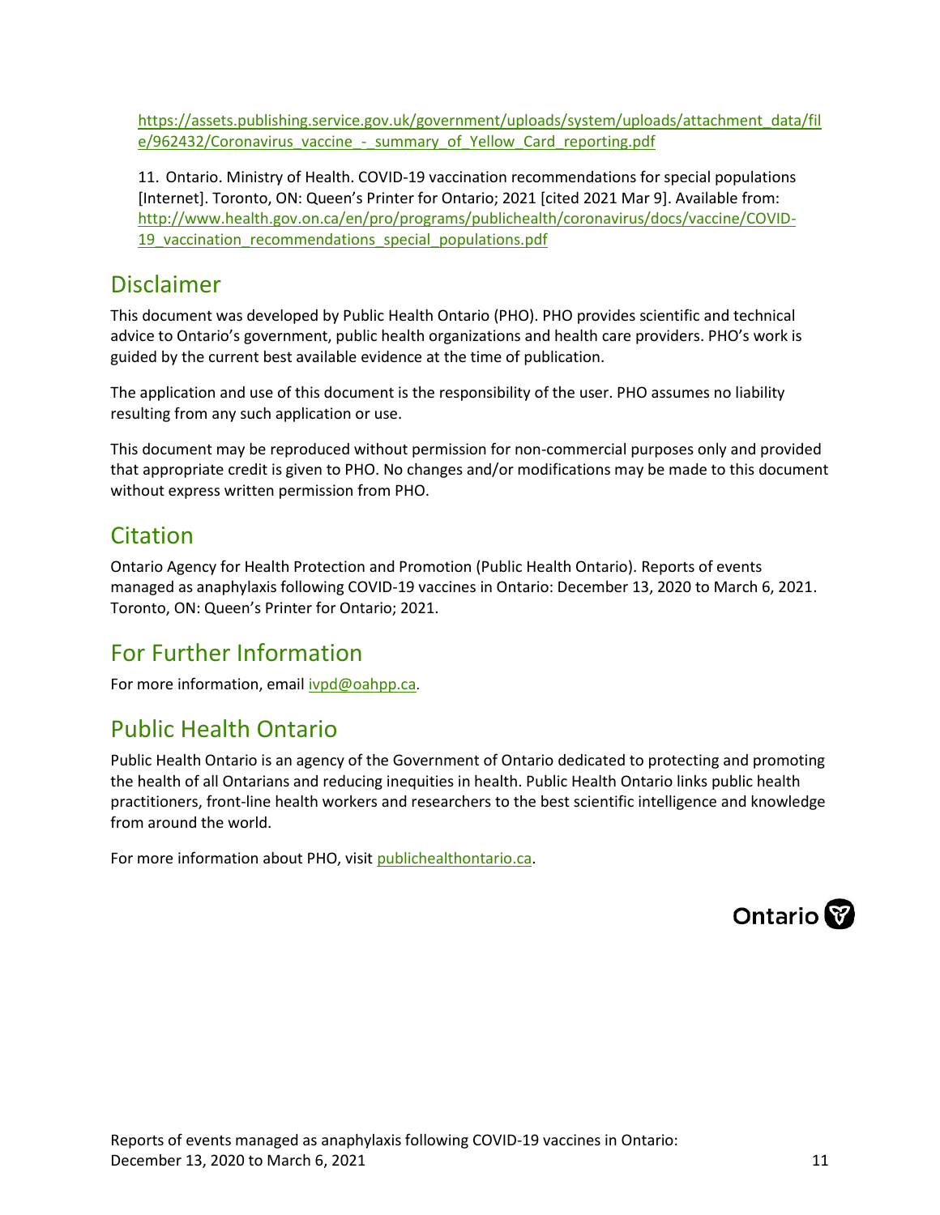https://assets.publishing.service.gov.uk/government/uploads/system/uploads/attachment_data/file/962432/Coronavirus_vaccine_-_summary_of_Yellow_Card_reporting.pdf

11. Ontario. Ministry of Health. COVID-19 vaccination recommendations for special populations [Internet]. Toronto, ON: Queen's Printer for Ontario; 2021 [cited 2021 Mar 9]. Available from: http://www.health.gov.on.ca/en/pro/programs/publichealth/coronavirus/docs/vaccine/COVID-19_vaccination_recommendations_special_populations.pdf

## Disclaimer

This document was developed by Public Health Ontario (PHO). PHO provides scientific and technical advice to Ontario's government, public health organizations and health care providers. PHO's work is guided by the current best available evidence at the time of publication.

The application and use of this document is the responsibility of the user. PHO assumes no liability resulting from any such application or use.

This document may be reproduced without permission for non-commercial purposes only and provided that appropriate credit is given to PHO. No changes and/or modifications may be made to this document without express written permission from PHO.

## Citation

Ontario Agency for Health Protection and Promotion (Public Health Ontario). Reports of events managed as anaphylaxis following COVID-19 vaccines in Ontario: December 13, 2020 to March 6, 2021. Toronto, ON: Queen's Printer for Ontario; 2021.

## For Further Information

For more information, email ivpd@oahpp.ca.

## Public Health Ontario

Public Health Ontario is an agency of the Government of Ontario dedicated to protecting and promoting the health of all Ontarians and reducing inequities in health. Public Health Ontario links public health practitioners, front-line health workers and researchers to the best scientific intelligence and knowledge from around the world.

For more information about PHO, visit publichealthontario.ca.

Ontario